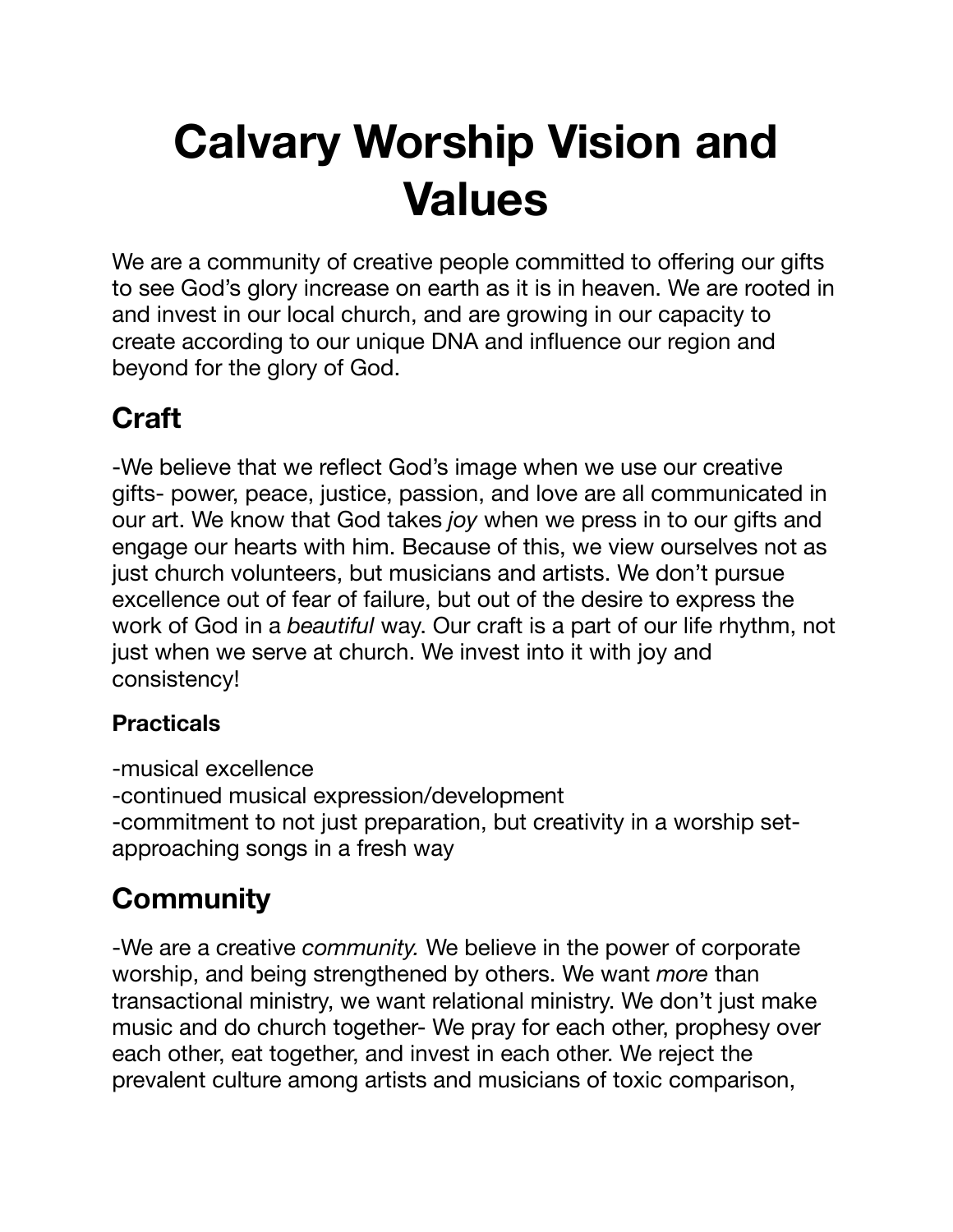# Calvary Worship Vision and Values

We are a community of creative people committed to offering our gifts to see God's glory increase on earth as it is in heaven. We are rooted in and invest in our local church, and are growing in our capacity to create according to our unique DNA and influence our region and beyond for the glory of God.

## Craft

-We believe that we reflect God's image when we use our creative gifts- power, peace, justice, passion, and love are all communicated in our art. We know that God takes *joy* when we press in to our gifts and engage our hearts with him. Because of this, we view ourselves not as just church volunteers, but musicians and artists. We don't pursue excellence out of fear of failure, but out of the desire to express the work of God in a *beautiful* way. Our craft is a part of our life rhythm, not just when we serve at church. We invest into it with joy and consistency!

### Practicals

-musical excellence
-continued musical expression/development
-commitment to not just preparation, but creativity in a worship set- approaching songs in a fresh way

## Community

-We are a creative *community.* We believe in the power of corporate worship, and being strengthened by others. We want *more* than transactional ministry, we want relational ministry. We don't just make music and do church together- We pray for each other, prophesy over each other, eat together, and invest in each other. We reject the prevalent culture among artists and musicians of toxic comparison,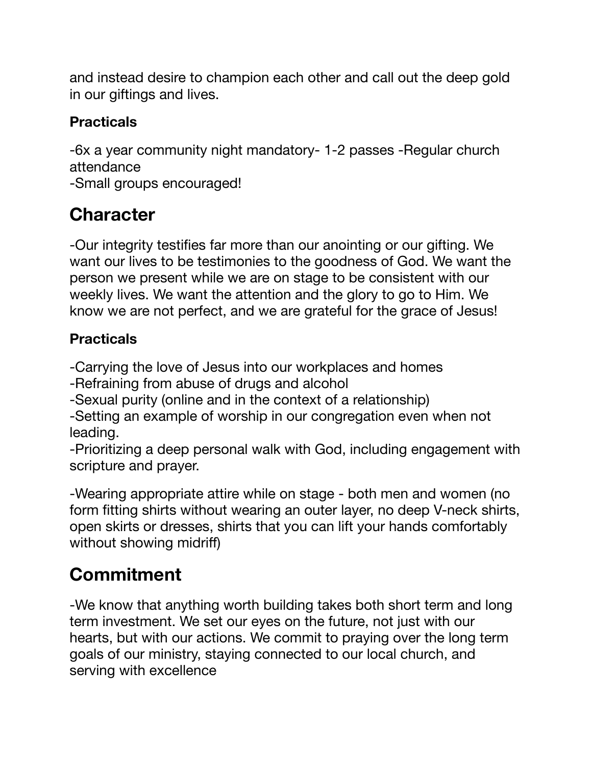and instead desire to champion each other and call out the deep gold in our giftings and lives.

### Practicals

-6x a year community night mandatory- 1-2 passes -Regular church attendance
-Small groups encouraged!

## Character

-Our integrity testifies far more than our anointing or our gifting. We want our lives to be testimonies to the goodness of God. We want the person we present while we are on stage to be consistent with our weekly lives. We want the attention and the glory to go to Him. We know we are not perfect, and we are grateful for the grace of Jesus!

### Practicals

-Carrying the love of Jesus into our workplaces and homes
-Refraining from abuse of drugs and alcohol
-Sexual purity (online and in the context of a relationship)
-Setting an example of worship in our congregation even when not leading.
-Prioritizing a deep personal walk with God, including engagement with scripture and prayer.

-Wearing appropriate attire while on stage - both men and women (no form fitting shirts without wearing an outer layer, no deep V-neck shirts, open skirts or dresses, shirts that you can lift your hands comfortably without showing midriff)

## Commitment

-We know that anything worth building takes both short term and long term investment. We set our eyes on the future, not just with our hearts, but with our actions. We commit to praying over the long term goals of our ministry, staying connected to our local church, and serving with excellence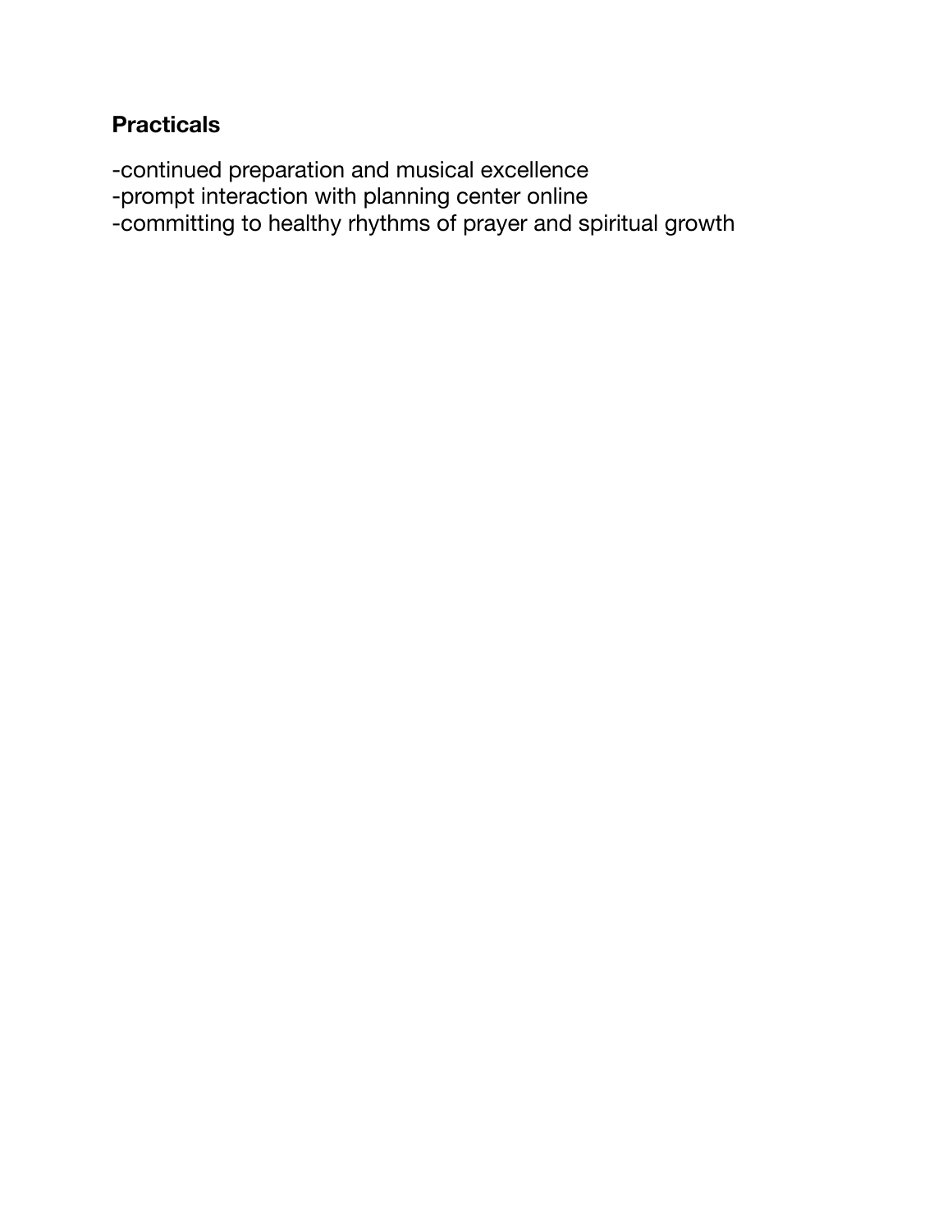**Practicals**

-continued preparation and musical excellence
-prompt interaction with planning center online
-committing to healthy rhythms of prayer and spiritual growth